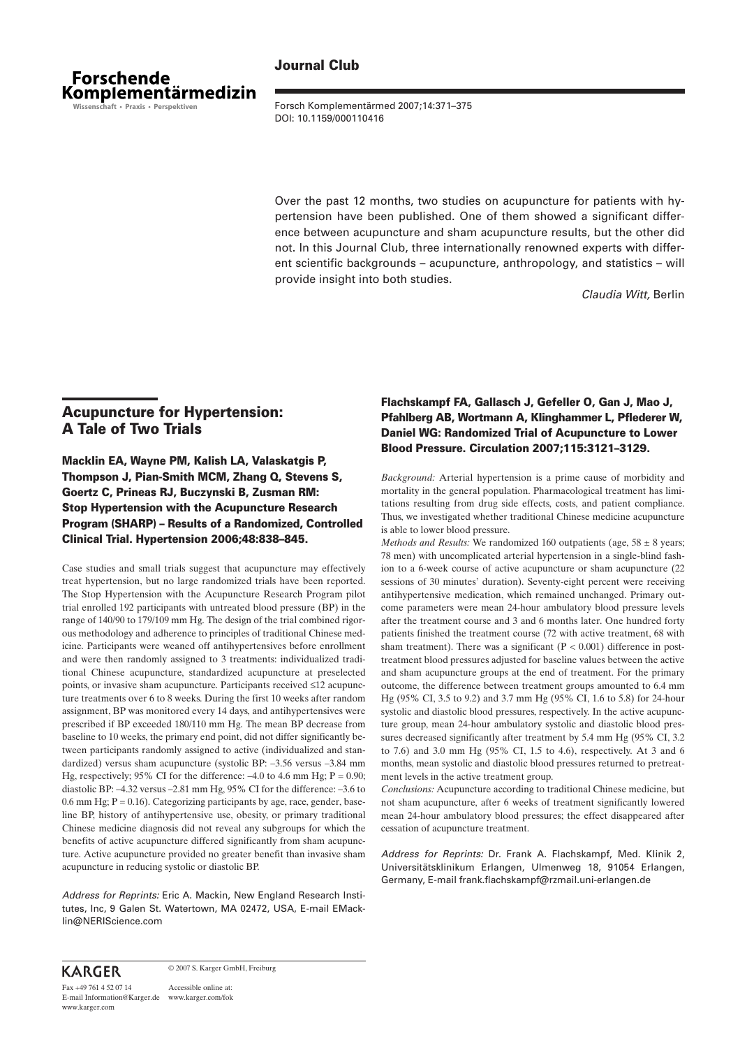# Journal Club

Over the past 12 months, two studies on acupuncture for patients with hypertension have been published. One of them showed a significant difference between acupuncture and sham acupuncture results, but the other did not. In this Journal Club, three internationally renowned experts with different scientific backgrounds – acupuncture, anthropology, and statistics – will provide insight into both studies.

*Claudia Witt*, Berlin

## Acupuncture for Hypertension: A Tale of Two Trials

### Macklin EA, Wayne PM, Kalish LA, Valaskatgis P, Thompson J, Pian-Smith MCM, Zhang Q, Stevens S, Goertz C, Prineas RJ, Buczynski B, Zusman RM: Stop Hypertension with the Acupuncture Research Program (SHARP) – Results of a Randomized, Controlled Clinical Trial. Hypertension 2006;48:838–845.

Case studies and small trials suggest that acupuncture may effectively treat hypertension, but no large randomized trials have been reported. The Stop Hypertension with the Acupuncture Research Program pilot trial enrolled 192 participants with untreated blood pressure (BP) in the range of 140/90 to 179/109 mm Hg. The design of the trial combined rigorous methodology and adherence to principles of traditional Chinese medicine. Participants were weaned off antihypertensives before enrollment and were then randomly assigned to 3 treatments: individualized traditional Chinese acupuncture, standardized acupuncture at preselected points, or invasive sham acupuncture. Participants received ≤12 acupuncture treatments over 6 to 8 weeks. During the first 10 weeks after random assignment, BP was monitored every 14 days, and antihypertensives were prescribed if BP exceeded 180/110 mm Hg. The mean BP decrease from baseline to 10 weeks, the primary end point, did not differ significantly between participants randomly assigned to active (individualized and standardized) versus sham acupuncture (systolic BP: –3.56 versus –3.84 mm Hg, respectively; 95% CI for the difference: –4.0 to 4.6 mm Hg; $P = 0.90$; diastolic BP: –4.32 versus –2.81 mm Hg, 95% CI for the difference: –3.6 to 0.6 mm Hg; $P = 0.16$). Categorizing participants by age, race, gender, baseline BP, history of antihypertensive use, obesity, or primary traditional Chinese medicine diagnosis did not reveal any subgroups for which the benefits of active acupuncture differed significantly from sham acupuncture. Active acupuncture provided no greater benefit than invasive sham acupuncture in reducing systolic or diastolic BP.

*Address for Reprints:* Eric A. Mackin, New England Research Institutes, Inc, 9 Galen St. Watertown, MA 02472, USA, E-mail EMacklin@NERIScience.com

### Flachskampf FA, Gallasch J, Gefeller O, Gan J, Mao J, Pfahlberg AB, Wortmann A, Klinghammer L, Pflederer W, Daniel WG: Randomized Trial of Acupuncture to Lower Blood Pressure. Circulation 2007;115:3121–3129.

*Background:* Arterial hypertension is a prime cause of morbidity and mortality in the general population. Pharmacological treatment has limitations resulting from drug side effects, costs, and patient compliance. Thus, we investigated whether traditional Chinese medicine acupuncture is able to lower blood pressure.

*Methods and Results:* We randomized 160 outpatients (age, 58 ± 8 years; 78 men) with uncomplicated arterial hypertension in a single-blind fashion to a 6-week course of active acupuncture or sham acupuncture (22 sessions of 30 minutes' duration). Seventy-eight percent were receiving antihypertensive medication, which remained unchanged. Primary outcome parameters were mean 24-hour ambulatory blood pressure levels after the treatment course and 3 and 6 months later. One hundred forty patients finished the treatment course (72 with active treatment, 68 with sham treatment). There was a significant ($P < 0.001$) difference in post-treatment blood pressures adjusted for baseline values between the active and sham acupuncture groups at the end of treatment. For the primary outcome, the difference between treatment groups amounted to 6.4 mm Hg (95% CI, 3.5 to 9.2) and 3.7 mm Hg (95% CI, 1.6 to 5.8) for 24-hour systolic and diastolic blood pressures, respectively. In the active acupuncture group, mean 24-hour ambulatory systolic and diastolic blood pressures decreased significantly after treatment by 5.4 mm Hg (95% CI, 3.2 to 7.6) and 3.0 mm Hg (95% CI, 1.5 to 4.6), respectively. At 3 and 6 months, mean systolic and diastolic blood pressures returned to pretreatment levels in the active treatment group.

*Conclusions:* Acupuncture according to traditional Chinese medicine, but not sham acupuncture, after 6 weeks of treatment significantly lowered mean 24-hour ambulatory blood pressures; the effect disappeared after cessation of acupuncture treatment.

*Address for Reprints:* Dr. Frank A. Flachskampf, Med. Klinik 2, Universitätsklinikum Erlangen, Ulmenweg 18, 91054 Erlangen, Germany, E-mail frank.flachskampf@rzmail.uni-erlangen.de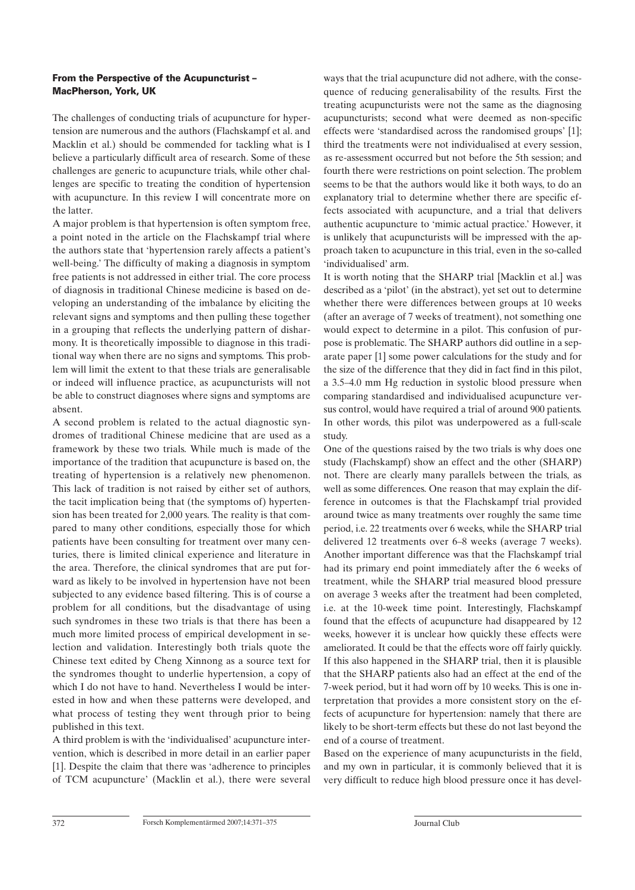### From the Perspective of the Acupuncturist – MacPherson, York, UK

The challenges of conducting trials of acupuncture for hypertension are numerous and the authors (Flachskampf et al. and Macklin et al.) should be commended for tackling what is I believe a particularly difficult area of research. Some of these challenges are generic to acupuncture trials, while other challenges are specific to treating the condition of hypertension with acupuncture. In this review I will concentrate more on the latter.

A major problem is that hypertension is often symptom free, a point noted in the article on the Flachskampf trial where the authors state that 'hypertension rarely affects a patient's well-being.' The difficulty of making a diagnosis in symptom free patients is not addressed in either trial. The core process of diagnosis in traditional Chinese medicine is based on developing an understanding of the imbalance by eliciting the relevant signs and symptoms and then pulling these together in a grouping that reflects the underlying pattern of disharmony. It is theoretically impossible to diagnose in this traditional way when there are no signs and symptoms. This problem will limit the extent to that these trials are generalisable or indeed will influence practice, as acupuncturists will not be able to construct diagnoses where signs and symptoms are absent.

A second problem is related to the actual diagnostic syndromes of traditional Chinese medicine that are used as a framework by these two trials. While much is made of the importance of the tradition that acupuncture is based on, the treating of hypertension is a relatively new phenomenon. This lack of tradition is not raised by either set of authors, the tacit implication being that (the symptoms of) hypertension has been treated for 2,000 years. The reality is that compared to many other conditions, especially those for which patients have been consulting for treatment over many centuries, there is limited clinical experience and literature in the area. Therefore, the clinical syndromes that are put forward as likely to be involved in hypertension have not been subjected to any evidence based filtering. This is of course a problem for all conditions, but the disadvantage of using such syndromes in these two trials is that there has been a much more limited process of empirical development in selection and validation. Interestingly both trials quote the Chinese text edited by Cheng Xinnong as a source text for the syndromes thought to underlie hypertension, a copy of which I do not have to hand. Nevertheless I would be interested in how and when these patterns were developed, and what process of testing they went through prior to being published in this text.

A third problem is with the 'individualised' acupuncture intervention, which is described in more detail in an earlier paper [1]. Despite the claim that there was 'adherence to principles of TCM acupuncture' (Macklin et al.), there were several ways that the trial acupuncture did not adhere, with the consequence of reducing generalisability of the results. First the treating acupuncturists were not the same as the diagnosing acupuncturists; second what were deemed as non-specific effects were 'standardised across the randomised groups' [1]; third the treatments were not individualised at every session, as re-assessment occurred but not before the 5th session; and fourth there were restrictions on point selection. The problem seems to be that the authors would like it both ways, to do an explanatory trial to determine whether there are specific effects associated with acupuncture, and a trial that delivers authentic acupuncture to 'mimic actual practice.' However, it is unlikely that acupuncturists will be impressed with the approach taken to acupuncture in this trial, even in the so-called 'individualised' arm.

It is worth noting that the SHARP trial [Macklin et al.] was described as a 'pilot' (in the abstract), yet set out to determine whether there were differences between groups at 10 weeks (after an average of 7 weeks of treatment), not something one would expect to determine in a pilot. This confusion of purpose is problematic. The SHARP authors did outline in a separate paper [1] some power calculations for the study and for the size of the difference that they did in fact find in this pilot, a 3.5–4.0 mm Hg reduction in systolic blood pressure when comparing standardised and individualised acupuncture versus control, would have required a trial of around 900 patients. In other words, this pilot was underpowered as a full-scale study.

One of the questions raised by the two trials is why does one study (Flachskampf) show an effect and the other (SHARP) not. There are clearly many parallels between the trials, as well as some differences. One reason that may explain the difference in outcomes is that the Flachskampf trial provided around twice as many treatments over roughly the same time period, i.e. 22 treatments over 6 weeks, while the SHARP trial delivered 12 treatments over 6–8 weeks (average 7 weeks). Another important difference was that the Flachskampf trial had its primary end point immediately after the 6 weeks of treatment, while the SHARP trial measured blood pressure on average 3 weeks after the treatment had been completed, i.e. at the 10-week time point. Interestingly, Flachskampf found that the effects of acupuncture had disappeared by 12 weeks, however it is unclear how quickly these effects were ameliorated. It could be that the effects wore off fairly quickly. If this also happened in the SHARP trial, then it is plausible that the SHARP patients also had an effect at the end of the 7-week period, but it had worn off by 10 weeks. This is one interpretation that provides a more consistent story on the effects of acupuncture for hypertension: namely that there are likely to be short-term effects but these do not last beyond the end of a course of treatment.

Based on the experience of many acupuncturists in the field, and my own in particular, it is commonly believed that it is very difficult to reduce high blood pressure once it has devel-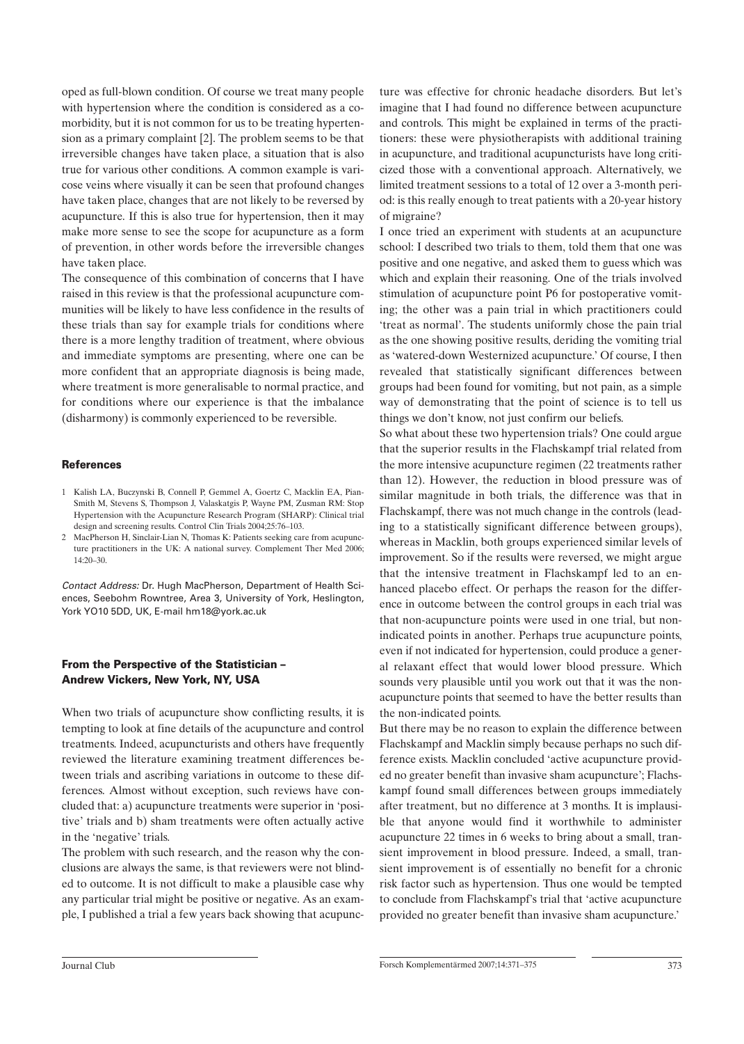oped as full-blown condition. Of course we treat many people with hypertension where the condition is considered as a co-morbidity, but it is not common for us to be treating hypertension as a primary complaint [2]. The problem seems to be that irreversible changes have taken place, a situation that is also true for various other conditions. A common example is varicose veins where visually it can be seen that profound changes have taken place, changes that are not likely to be reversed by acupuncture. If this is also true for hypertension, then it may make more sense to see the scope for acupuncture as a form of prevention, in other words before the irreversible changes have taken place.

The consequence of this combination of concerns that I have raised in this review is that the professional acupuncture communities will be likely to have less confidence in the results of these trials than say for example trials for conditions where there is a more lengthy tradition of treatment, where obvious and immediate symptoms are presenting, where one can be more confident that an appropriate diagnosis is being made, where treatment is more generalisable to normal practice, and for conditions where our experience is that the imbalance (disharmony) is commonly experienced to be reversible.

### References

1. Kalish LA, Buczynski B, Connell P, Gemmel A, Goertz C, Macklin EA, Pian-Smith M, Stevens S, Thompson J, Valaskatgis P, Wayne PM, Zusman RM: Stop Hypertension with the Acupuncture Research Program (SHARP): Clinical trial design and screening results. Control Clin Trials 2004;25:76–103.
2. MacPherson H, Sinclair-Lian N, Thomas K: Patients seeking care from acupuncture practitioners in the UK: A national survey. Complement Ther Med 2006; 14:20–30.

*Contact Address:* Dr. Hugh MacPherson, Department of Health Sciences, Seebohm Rowntree, Area 3, University of York, Heslington, York YO10 5DD, UK, E-mail hm18@york.ac.uk

## From the Perspective of the Statistician – Andrew Vickers, New York, NY, USA

When two trials of acupuncture show conflicting results, it is tempting to look at fine details of the acupuncture and control treatments. Indeed, acupuncturists and others have frequently reviewed the literature examining treatment differences between trials and ascribing variations in outcome to these differences. Almost without exception, such reviews have concluded that: a) acupuncture treatments were superior in 'positive' trials and b) sham treatments were often actually active in the 'negative' trials.

The problem with such research, and the reason why the conclusions are always the same, is that reviewers were not blinded to outcome. It is not difficult to make a plausible case why any particular trial might be positive or negative. As an example, I published a trial a few years back showing that acupuncture was effective for chronic headache disorders. But let's imagine that I had found no difference between acupuncture and controls. This might be explained in terms of the practitioners: these were physiotherapists with additional training in acupuncture, and traditional acupuncturists have long criticized those with a conventional approach. Alternatively, we limited treatment sessions to a total of 12 over a 3-month period: is this really enough to treat patients with a 20-year history of migraine?

I once tried an experiment with students at an acupuncture school: I described two trials to them, told them that one was positive and one negative, and asked them to guess which was which and explain their reasoning. One of the trials involved stimulation of acupuncture point P6 for postoperative vomiting; the other was a pain trial in which practitioners could 'treat as normal'. The students uniformly chose the pain trial as the one showing positive results, deriding the vomiting trial as 'watered-down Westernized acupuncture.' Of course, I then revealed that statistically significant differences between groups had been found for vomiting, but not pain, as a simple way of demonstrating that the point of science is to tell us things we don't know, not just confirm our beliefs.

So what about these two hypertension trials? One could argue that the superior results in the Flachskampf trial related from the more intensive acupuncture regimen (22 treatments rather than 12). However, the reduction in blood pressure was of similar magnitude in both trials, the difference was that in Flachskampf, there was not much change in the controls (leading to a statistically significant difference between groups), whereas in Macklin, both groups experienced similar levels of improvement. So if the results were reversed, we might argue that the intensive treatment in Flachskampf led to an enhanced placebo effect. Or perhaps the reason for the difference in outcome between the control groups in each trial was that non-acupuncture points were used in one trial, but non-indicated points in another. Perhaps true acupuncture points, even if not indicated for hypertension, could produce a general relaxant effect that would lower blood pressure. Which sounds very plausible until you work out that it was the non-acupuncture points that seemed to have the better results than the non-indicated points.

But there may be no reason to explain the difference between Flachskampf and Macklin simply because perhaps no such difference exists. Macklin concluded 'active acupuncture provided no greater benefit than invasive sham acupuncture'; Flachskampf found small differences between groups immediately after treatment, but no difference at 3 months. It is implausible that anyone would find it worthwhile to administer acupuncture 22 times in 6 weeks to bring about a small, transient improvement in blood pressure. Indeed, a small, transient improvement is of essentially no benefit for a chronic risk factor such as hypertension. Thus one would be tempted to conclude from Flachskampf's trial that 'active acupuncture provided no greater benefit than invasive sham acupuncture.'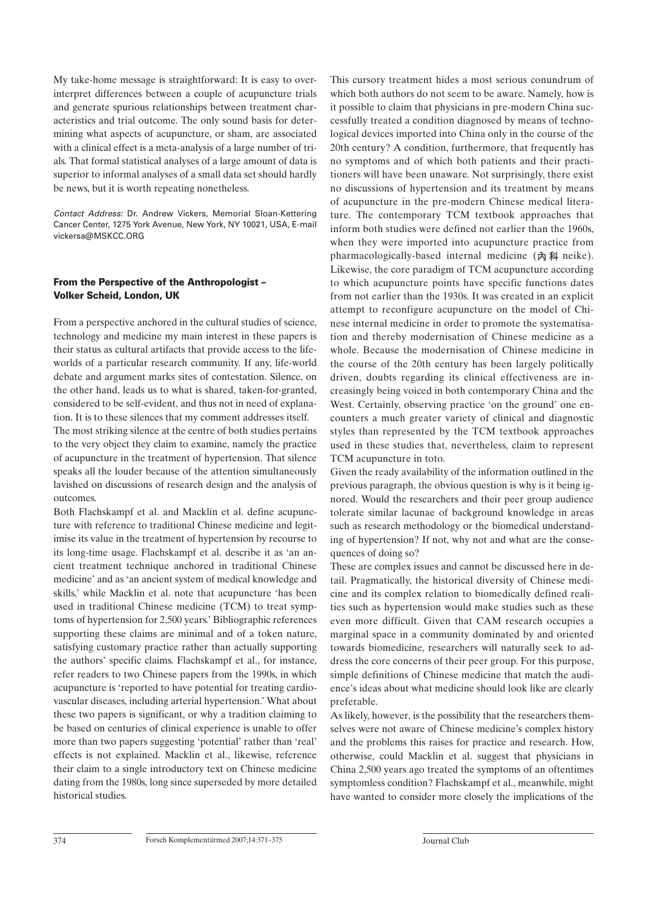My take-home message is straightforward: It is easy to over-interpret differences between a couple of acupuncture trials and generate spurious relationships between treatment characteristics and trial outcome. The only sound basis for determining what aspects of acupuncture, or sham, are associated with a clinical effect is a meta-analysis of a large number of trials. That formal statistical analyses of a large amount of data is superior to informal analyses of a small data set should hardly be news, but it is worth repeating nonetheless.

*Contact Address:* Dr. Andrew Vickers, Memorial Sloan-Kettering Cancer Center, 1275 York Avenue, New York, NY 10021, USA, E-mail vickersa@MSKCC.ORG

### From the Perspective of the Anthropologist – Volker Scheid, London, UK

From a perspective anchored in the cultural studies of science, technology and medicine my main interest in these papers is their status as cultural artifacts that provide access to the life-worlds of a particular research community. If any, life-world debate and argument marks sites of contestation. Silence, on the other hand, leads us to what is shared, taken-for-granted, considered to be self-evident, and thus not in need of explanation. It is to these silences that my comment addresses itself.

The most striking silence at the centre of both studies pertains to the very object they claim to examine, namely the practice of acupuncture in the treatment of hypertension. That silence speaks all the louder because of the attention simultaneously lavished on discussions of research design and the analysis of outcomes.

Both Flachskampf et al. and Macklin et al. define acupuncture with reference to traditional Chinese medicine and legitimise its value in the treatment of hypertension by recourse to its long-time usage. Flachskampf et al. describe it as 'an ancient treatment technique anchored in traditional Chinese medicine' and as 'an ancient system of medical knowledge and skills,' while Macklin et al. note that acupuncture 'has been used in traditional Chinese medicine (TCM) to treat symptoms of hypertension for 2,500 years.' Bibliographic references supporting these claims are minimal and of a token nature, satisfying customary practice rather than actually supporting the authors' specific claims. Flachskampf et al., for instance, refer readers to two Chinese papers from the 1990s, in which acupuncture is 'reported to have potential for treating cardiovascular diseases, including arterial hypertension.' What about these two papers is significant, or why a tradition claiming to be based on centuries of clinical experience is unable to offer more than two papers suggesting 'potential' rather than 'real' effects is not explained. Macklin et al., likewise, reference their claim to a single introductory text on Chinese medicine dating from the 1980s, long since superseded by more detailed historical studies.

This cursory treatment hides a most serious conundrum of which both authors do not seem to be aware. Namely, how is it possible to claim that physicians in pre-modern China successfully treated a condition diagnosed by means of technological devices imported into China only in the course of the 20th century? A condition, furthermore, that frequently has no symptoms and of which both patients and their practitioners will have been unaware. Not surprisingly, there exist no discussions of hypertension and its treatment by means of acupuncture in the pre-modern Chinese medical literature. The contemporary TCM textbook approaches that inform both studies were defined not earlier than the 1960s, when they were imported into acupuncture practice from pharmacologically-based internal medicine (内科 neike). Likewise, the core paradigm of TCM acupuncture according to which acupuncture points have specific functions dates from not earlier than the 1930s. It was created in an explicit attempt to reconfigure acupuncture on the model of Chinese internal medicine in order to promote the systematisation and thereby modernisation of Chinese medicine as a whole. Because the modernisation of Chinese medicine in the course of the 20th century has been largely politically driven, doubts regarding its clinical effectiveness are increasingly being voiced in both contemporary China and the West. Certainly, observing practice 'on the ground' one encounters a much greater variety of clinical and diagnostic styles than represented by the TCM textbook approaches used in these studies that, nevertheless, claim to represent TCM acupuncture in toto.

Given the ready availability of the information outlined in the previous paragraph, the obvious question is why is it being ignored. Would the researchers and their peer group audience tolerate similar lacunae of background knowledge in areas such as research methodology or the biomedical understanding of hypertension? If not, why not and what are the consequences of doing so?

These are complex issues and cannot be discussed here in detail. Pragmatically, the historical diversity of Chinese medicine and its complex relation to biomedically defined realities such as hypertension would make studies such as these even more difficult. Given that CAM research occupies a marginal space in a community dominated by and oriented towards biomedicine, researchers will naturally seek to address the core concerns of their peer group. For this purpose, simple definitions of Chinese medicine that match the audience's ideas about what medicine should look like are clearly preferable.

As likely, however, is the possibility that the researchers themselves were not aware of Chinese medicine's complex history and the problems this raises for practice and research. How, otherwise, could Macklin et al. suggest that physicians in China 2,500 years ago treated the symptoms of an oftentimes symptomless condition? Flachskampf et al., meanwhile, might have wanted to consider more closely the implications of the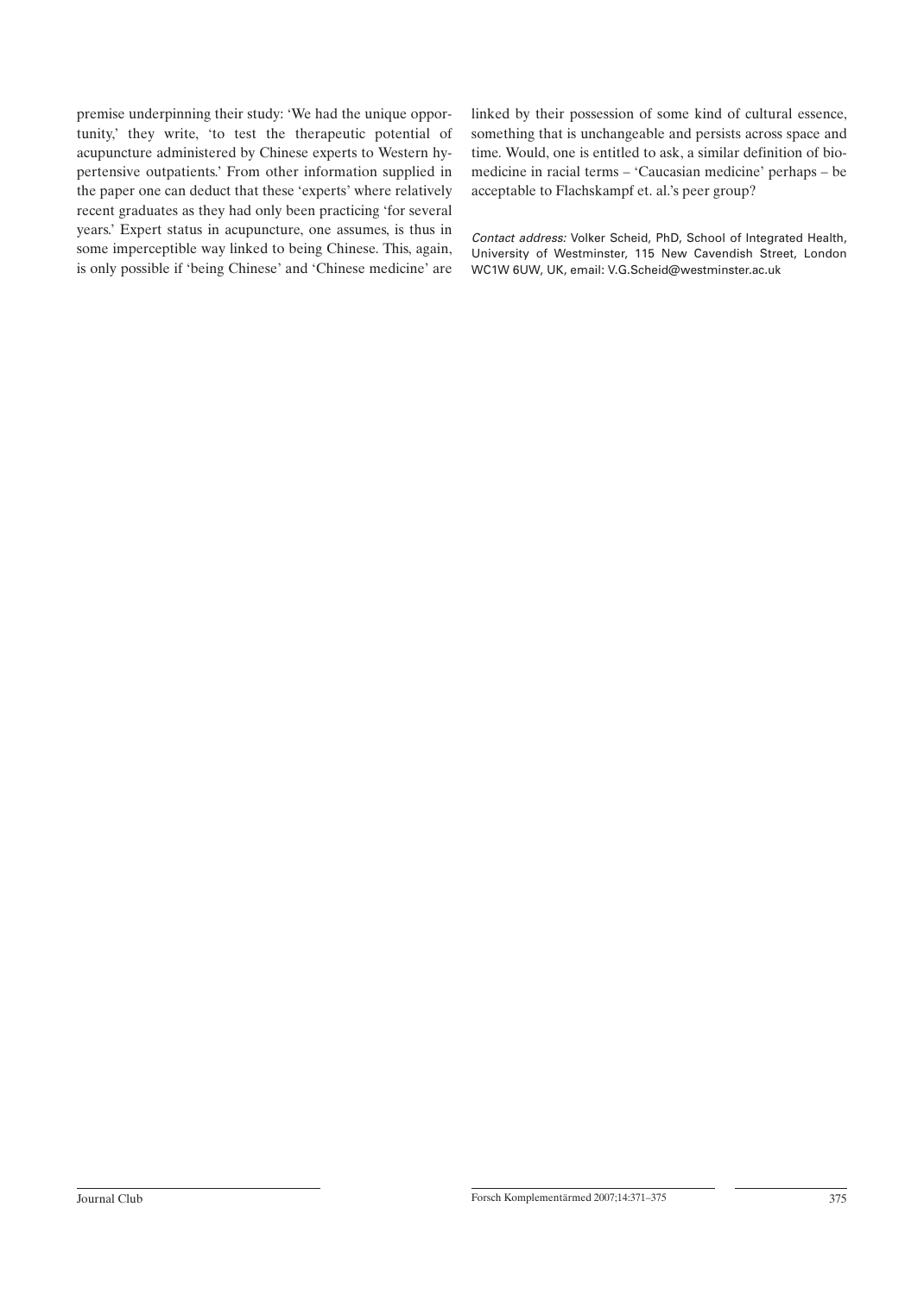premise underpinning their study: 'We had the unique opportunity,' they write, 'to test the therapeutic potential of acupuncture administered by Chinese experts to Western hypertensive outpatients.' From other information supplied in the paper one can deduct that these 'experts' where relatively recent graduates as they had only been practicing 'for several years.' Expert status in acupuncture, one assumes, is thus in some imperceptible way linked to being Chinese. This, again, is only possible if 'being Chinese' and 'Chinese medicine' are linked by their possession of some kind of cultural essence, something that is unchangeable and persists across space and time. Would, one is entitled to ask, a similar definition of biomedicine in racial terms – 'Caucasian medicine' perhaps – be acceptable to Flachskampf et. al.'s peer group?

*Contact address:* Volker Scheid, PhD, School of Integrated Health, University of Westminster, 115 New Cavendish Street, London WC1W 6UW, UK, email: V.G.Scheid@westminster.ac.uk